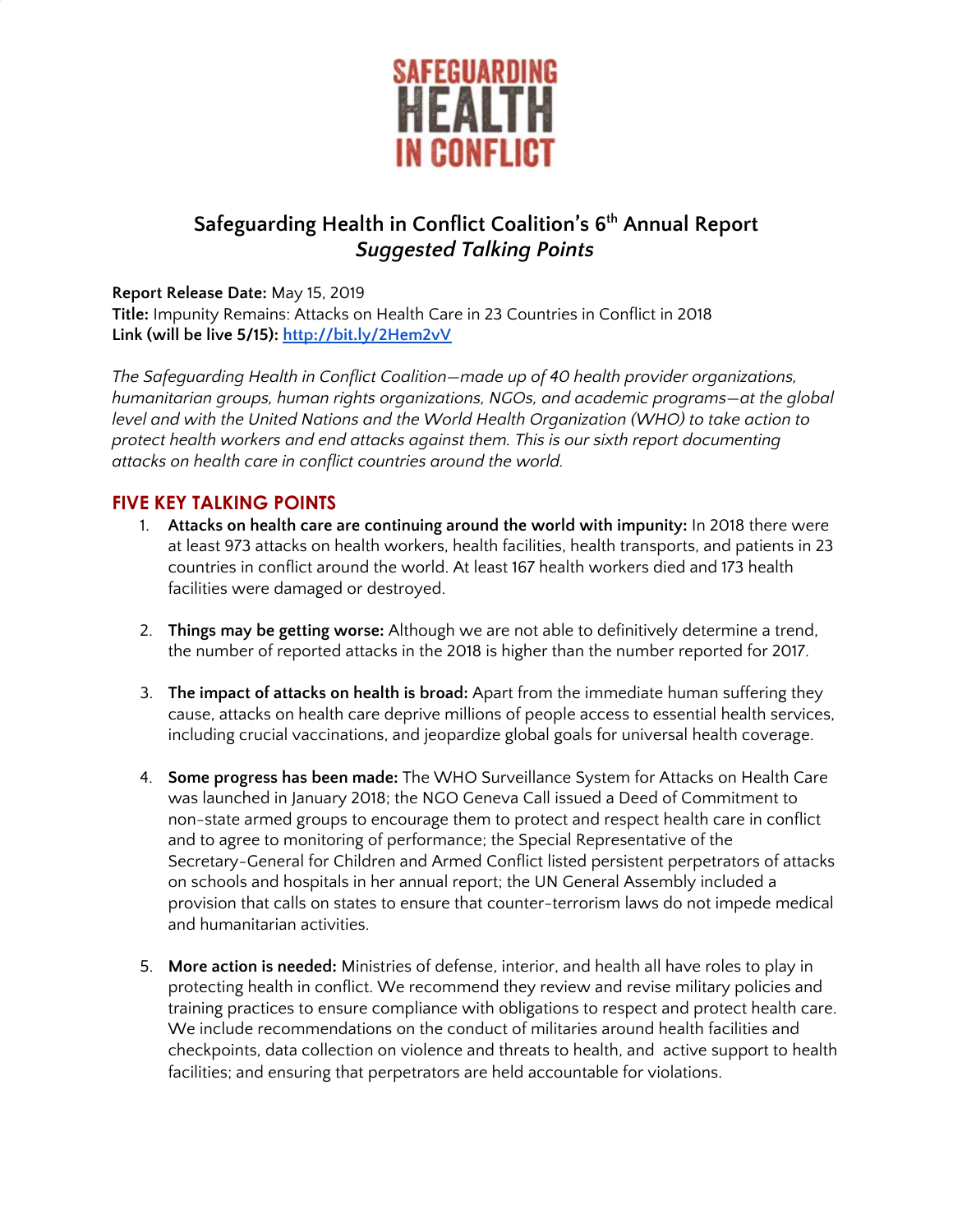SAFEGUARDING HEALTH IN CONFLICT

# Safeguarding Health in Conflict Coalition's 6th Annual Report

## *Suggested Talking Points*

**Report Release Date:** May 15, 2019
**Title:** Impunity Remains: Attacks on Health Care in 23 Countries in Conflict in 2018
**Link (will be live 5/15):** [http://bit.ly/2Hem2vV](http://bit.ly/2Hem2vV)

*The Safeguarding Health in Conflict Coalition—made up of 40 health provider organizations, humanitarian groups, human rights organizations, NGOs, and academic programs—at the global level and with the United Nations and the World Health Organization (WHO) to take action to protect health workers and end attacks against them. This is our sixth report documenting attacks on health care in conflict countries around the world.*

## FIVE KEY TALKING POINTS

1. **Attacks on health care are continuing around the world with impunity:** In 2018 there were at least 973 attacks on health workers, health facilities, health transports, and patients in 23 countries in conflict around the world. At least 167 health workers died and 173 health facilities were damaged or destroyed.

2. **Things may be getting worse:** Although we are not able to definitively determine a trend, the number of reported attacks in the 2018 is higher than the number reported for 2017.

3. **The impact of attacks on health is broad:** Apart from the immediate human suffering they cause, attacks on health care deprive millions of people access to essential health services, including crucial vaccinations, and jeopardize global goals for universal health coverage.

4. **Some progress has been made:** The WHO Surveillance System for Attacks on Health Care was launched in January 2018; the NGO Geneva Call issued a Deed of Commitment to non-state armed groups to encourage them to protect and respect health care in conflict and to agree to monitoring of performance; the Special Representative of the Secretary-General for Children and Armed Conflict listed persistent perpetrators of attacks on schools and hospitals in her annual report; the UN General Assembly included a provision that calls on states to ensure that counter-terrorism laws do not impede medical and humanitarian activities.

5. **More action is needed:** Ministries of defense, interior, and health all have roles to play in protecting health in conflict. We recommend they review and revise military policies and training practices to ensure compliance with obligations to respect and protect health care. We include recommendations on the conduct of militaries around health facilities and checkpoints, data collection on violence and threats to health, and active support to health facilities; and ensuring that perpetrators are held accountable for violations.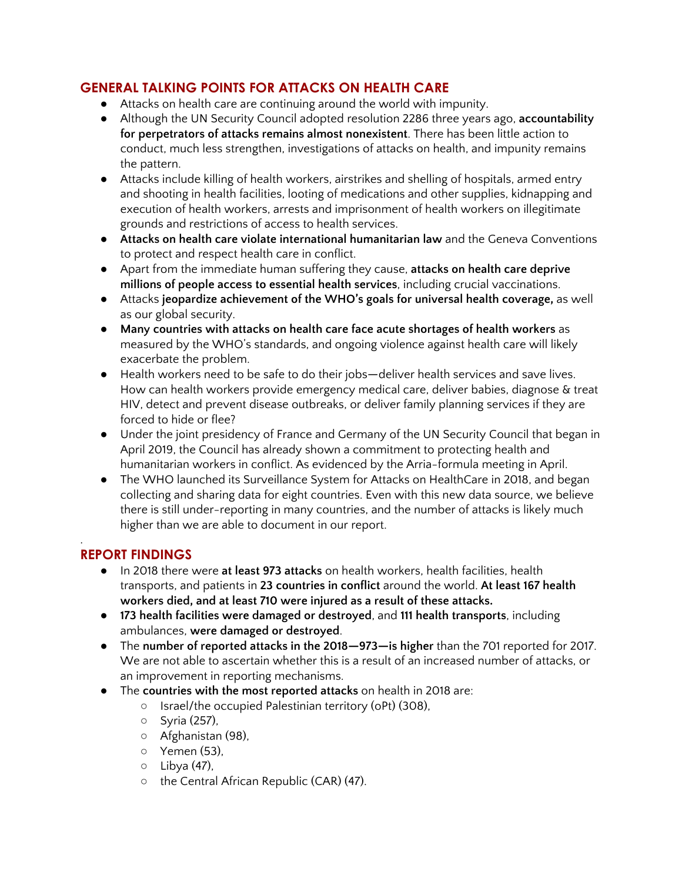## GENERAL TALKING POINTS FOR ATTACKS ON HEALTH CARE

- Attacks on health care are continuing around the world with impunity.
- Although the UN Security Council adopted resolution 2286 three years ago, **accountability for perpetrators of attacks remains almost nonexistent**. There has been little action to conduct, much less strengthen, investigations of attacks on health, and impunity remains the pattern.
- Attacks include killing of health workers, airstrikes and shelling of hospitals, armed entry and shooting in health facilities, looting of medications and other supplies, kidnapping and execution of health workers, arrests and imprisonment of health workers on illegitimate grounds and restrictions of access to health services.
- **Attacks on health care violate international humanitarian law** and the Geneva Conventions to protect and respect health care in conflict.
- Apart from the immediate human suffering they cause, **attacks on health care deprive millions of people access to essential health services**, including crucial vaccinations.
- Attacks **jeopardize achievement of the WHO's goals for universal health coverage,** as well as our global security.
- **Many countries with attacks on health care face acute shortages of health workers** as measured by the WHO's standards, and ongoing violence against health care will likely exacerbate the problem.
- Health workers need to be safe to do their jobs—deliver health services and save lives. How can health workers provide emergency medical care, deliver babies, diagnose & treat HIV, detect and prevent disease outbreaks, or deliver family planning services if they are forced to hide or flee?
- Under the joint presidency of France and Germany of the UN Security Council that began in April 2019, the Council has already shown a commitment to protecting health and humanitarian workers in conflict. As evidenced by the Arria-formula meeting in April.
- The WHO launched its Surveillance System for Attacks on HealthCare in 2018, and began collecting and sharing data for eight countries. Even with this new data source, we believe there is still under-reporting in many countries, and the number of attacks is likely much higher than we are able to document in our report.

## REPORT FINDINGS

- In 2018 there were **at least 973 attacks** on health workers, health facilities, health transports, and patients in **23 countries in conflict** around the world. **At least 167 health workers died, and at least 710 were injured as a result of these attacks.**
- **173 health facilities were damaged or destroyed**, and **111 health transports**, including ambulances, **were damaged or destroyed**.
- The **number of reported attacks in the 2018—973—is higher** than the 701 reported for 2017. We are not able to ascertain whether this is a result of an increased number of attacks, or an improvement in reporting mechanisms.
- The **countries with the most reported attacks** on health in 2018 are:
  - Israel/the occupied Palestinian territory (oPt) (308),
  - Syria (257),
  - Afghanistan (98),
  - Yemen (53),
  - Libya (47),
  - the Central African Republic (CAR) (47).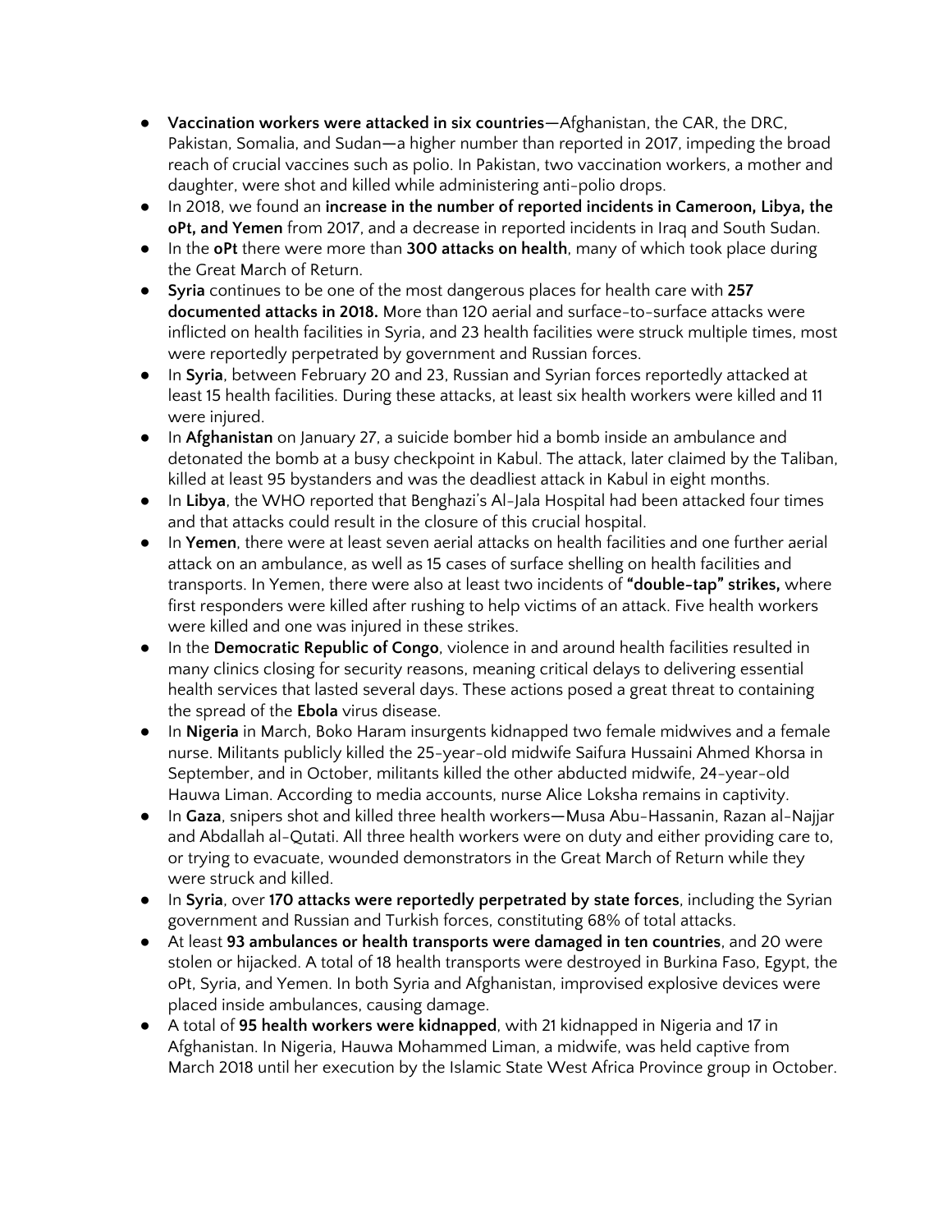- **Vaccination workers were attacked in six countries**—Afghanistan, the CAR, the DRC, Pakistan, Somalia, and Sudan—a higher number than reported in 2017, impeding the broad reach of crucial vaccines such as polio. In Pakistan, two vaccination workers, a mother and daughter, were shot and killed while administering anti-polio drops.
- In 2018, we found an **increase in the number of reported incidents in Cameroon, Libya, the oPt, and Yemen** from 2017, and a decrease in reported incidents in Iraq and South Sudan.
- In the **oPt** there were more than **300 attacks on health**, many of which took place during the Great March of Return.
- **Syria** continues to be one of the most dangerous places for health care with **257 documented attacks in 2018.** More than 120 aerial and surface-to-surface attacks were inflicted on health facilities in Syria, and 23 health facilities were struck multiple times, most were reportedly perpetrated by government and Russian forces.
- In **Syria**, between February 20 and 23, Russian and Syrian forces reportedly attacked at least 15 health facilities. During these attacks, at least six health workers were killed and 11 were injured.
- In **Afghanistan** on January 27, a suicide bomber hid a bomb inside an ambulance and detonated the bomb at a busy checkpoint in Kabul. The attack, later claimed by the Taliban, killed at least 95 bystanders and was the deadliest attack in Kabul in eight months.
- In **Libya**, the WHO reported that Benghazi's Al-Jala Hospital had been attacked four times and that attacks could result in the closure of this crucial hospital.
- In **Yemen**, there were at least seven aerial attacks on health facilities and one further aerial attack on an ambulance, as well as 15 cases of surface shelling on health facilities and transports. In Yemen, there were also at least two incidents of **"double-tap" strikes,** where first responders were killed after rushing to help victims of an attack. Five health workers were killed and one was injured in these strikes.
- In the **Democratic Republic of Congo**, violence in and around health facilities resulted in many clinics closing for security reasons, meaning critical delays to delivering essential health services that lasted several days. These actions posed a great threat to containing the spread of the **Ebola** virus disease.
- In **Nigeria** in March, Boko Haram insurgents kidnapped two female midwives and a female nurse. Militants publicly killed the 25-year-old midwife Saifura Hussaini Ahmed Khorsa in September, and in October, militants killed the other abducted midwife, 24-year-old Hauwa Liman. According to media accounts, nurse Alice Loksha remains in captivity.
- In **Gaza**, snipers shot and killed three health workers—Musa Abu-Hassanin, Razan al-Najjar and Abdallah al-Qutati. All three health workers were on duty and either providing care to, or trying to evacuate, wounded demonstrators in the Great March of Return while they were struck and killed.
- In **Syria**, over **170 attacks were reportedly perpetrated by state forces**, including the Syrian government and Russian and Turkish forces, constituting 68% of total attacks.
- At least **93 ambulances or health transports were damaged in ten countries**, and 20 were stolen or hijacked. A total of 18 health transports were destroyed in Burkina Faso, Egypt, the oPt, Syria, and Yemen. In both Syria and Afghanistan, improvised explosive devices were placed inside ambulances, causing damage.
- A total of **95 health workers were kidnapped**, with 21 kidnapped in Nigeria and 17 in Afghanistan. In Nigeria, Hauwa Mohammed Liman, a midwife, was held captive from March 2018 until her execution by the Islamic State West Africa Province group in October.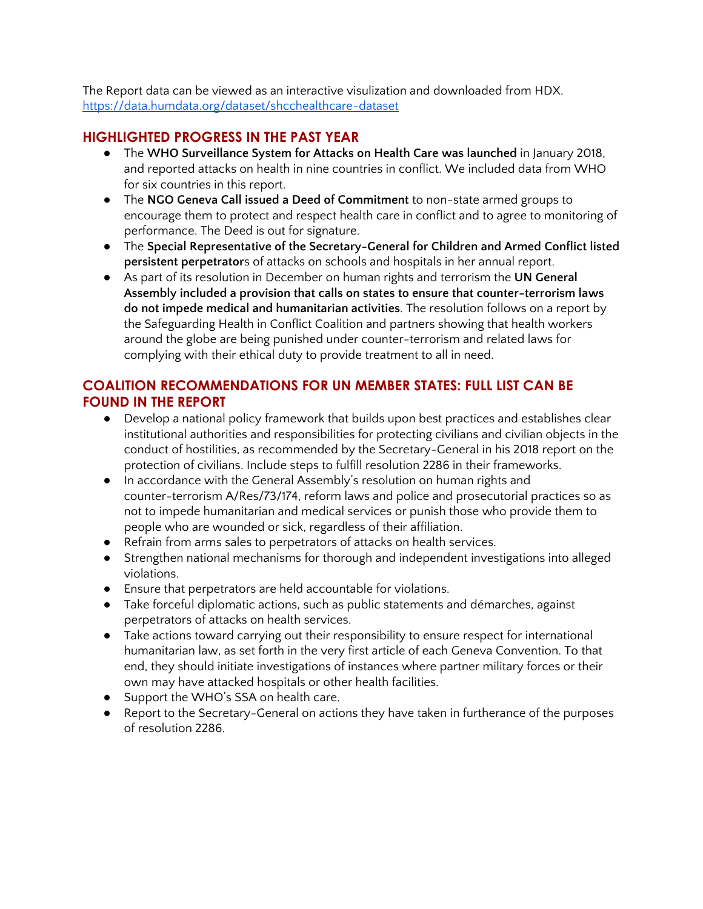The Report data can be viewed as an interactive visulization and downloaded from HDX. https://data.humdata.org/dataset/shcchealthcare-dataset

## HIGHLIGHTED PROGRESS IN THE PAST YEAR

- The **WHO Surveillance System for Attacks on Health Care was launched** in January 2018, and reported attacks on health in nine countries in conflict. We included data from WHO for six countries in this report.
- The **NGO Geneva Call issued a Deed of Commitment** to non-state armed groups to encourage them to protect and respect health care in conflict and to agree to monitoring of performance. The Deed is out for signature.
- The **Special Representative of the Secretary-General for Children and Armed Conflict listed persistent perpetrator**s of attacks on schools and hospitals in her annual report.
- As part of its resolution in December on human rights and terrorism the **UN General Assembly included a provision that calls on states to ensure that counter-terrorism laws do not impede medical and humanitarian activities**. The resolution follows on a report by the Safeguarding Health in Conflict Coalition and partners showing that health workers around the globe are being punished under counter-terrorism and related laws for complying with their ethical duty to provide treatment to all in need.

## COALITION RECOMMENDATIONS FOR UN MEMBER STATES: FULL LIST CAN BE FOUND IN THE REPORT

- Develop a national policy framework that builds upon best practices and establishes clear institutional authorities and responsibilities for protecting civilians and civilian objects in the conduct of hostilities, as recommended by the Secretary-General in his 2018 report on the protection of civilians. Include steps to fulfill resolution 2286 in their frameworks.
- In accordance with the General Assembly's resolution on human rights and counter-terrorism A/Res/73/174, reform laws and police and prosecutorial practices so as not to impede humanitarian and medical services or punish those who provide them to people who are wounded or sick, regardless of their affiliation.
- Refrain from arms sales to perpetrators of attacks on health services.
- Strengthen national mechanisms for thorough and independent investigations into alleged violations.
- Ensure that perpetrators are held accountable for violations.
- Take forceful diplomatic actions, such as public statements and démarches, against perpetrators of attacks on health services.
- Take actions toward carrying out their responsibility to ensure respect for international humanitarian law, as set forth in the very first article of each Geneva Convention. To that end, they should initiate investigations of instances where partner military forces or their own may have attacked hospitals or other health facilities.
- Support the WHO's SSA on health care.
- Report to the Secretary-General on actions they have taken in furtherance of the purposes of resolution 2286.